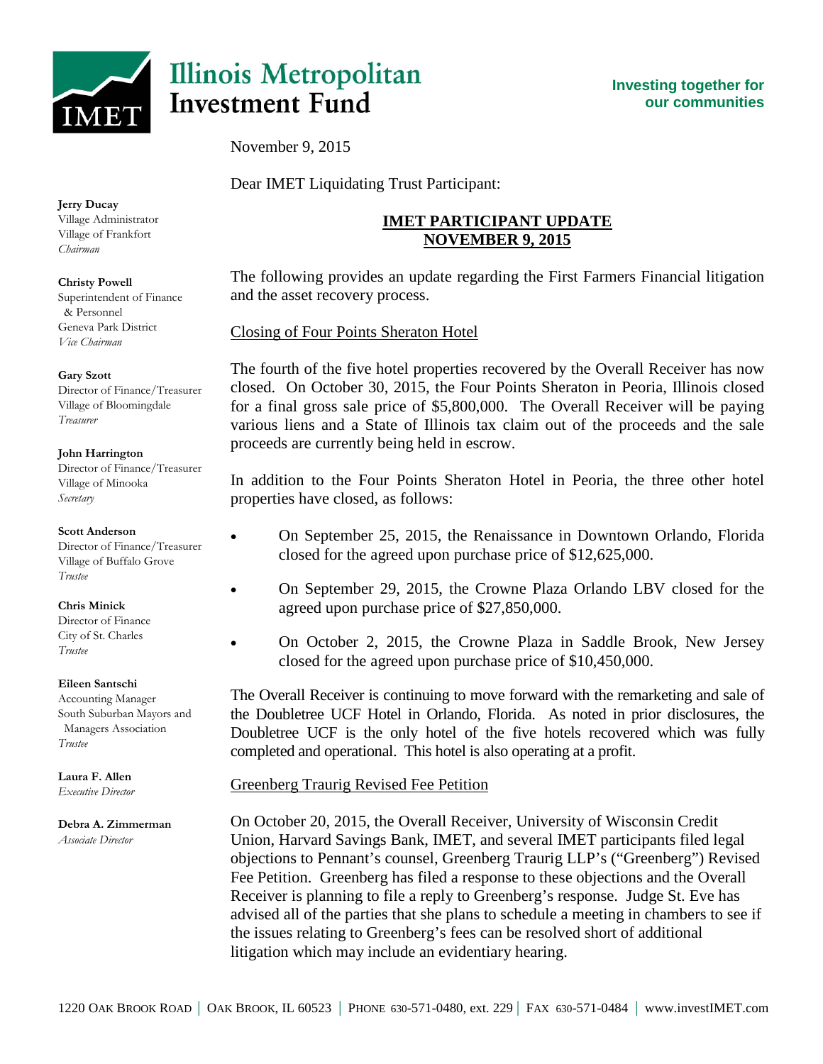# Illinois Metropolitan Investment Fund

**Investing together for our communities**

**Jerry Ducay**
Village Administrator
Village of Frankfort
*Chairman*

**Christy Powell**
Superintendent of Finance & Personnel
Geneva Park District
*Vice Chairman*

**Gary Szott**
Director of Finance/Treasurer
Village of Bloomingdale
*Treasurer*

**John Harrington**
Director of Finance/Treasurer
Village of Minooka
*Secretary*

**Scott Anderson**
Director of Finance/Treasurer
Village of Buffalo Grove
*Trustee*

**Chris Minick**
Director of Finance
City of St. Charles
*Trustee*

**Eileen Santschi**
Accounting Manager
South Suburban Mayors and Managers Association
*Trustee*

**Laura F. Allen**
*Executive Director*

**Debra A. Zimmerman**
*Associate Director*

November 9, 2015

Dear IMET Liquidating Trust Participant:

## IMET PARTICIPANT UPDATE NOVEMBER 9, 2015

The following provides an update regarding the First Farmers Financial litigation and the asset recovery process.

### Closing of Four Points Sheraton Hotel

The fourth of the five hotel properties recovered by the Overall Receiver has now closed. On October 30, 2015, the Four Points Sheraton in Peoria, Illinois closed for a final gross sale price of $5,800,000. The Overall Receiver will be paying various liens and a State of Illinois tax claim out of the proceeds and the sale proceeds are currently being held in escrow.

In addition to the Four Points Sheraton Hotel in Peoria, the three other hotel properties have closed, as follows:

- On September 25, 2015, the Renaissance in Downtown Orlando, Florida closed for the agreed upon purchase price of $12,625,000.
- On September 29, 2015, the Crowne Plaza Orlando LBV closed for the agreed upon purchase price of $27,850,000.
- On October 2, 2015, the Crowne Plaza in Saddle Brook, New Jersey closed for the agreed upon purchase price of $10,450,000.

The Overall Receiver is continuing to move forward with the remarketing and sale of the Doubletree UCF Hotel in Orlando, Florida. As noted in prior disclosures, the Doubletree UCF is the only hotel of the five hotels recovered which was fully completed and operational. This hotel is also operating at a profit.

### Greenberg Traurig Revised Fee Petition

On October 20, 2015, the Overall Receiver, University of Wisconsin Credit Union, Harvard Savings Bank, IMET, and several IMET participants filed legal objections to Pennant's counsel, Greenberg Traurig LLP's ("Greenberg") Revised Fee Petition. Greenberg has filed a response to these objections and the Overall Receiver is planning to file a reply to Greenberg's response. Judge St. Eve has advised all of the parties that she plans to schedule a meeting in chambers to see if the issues relating to Greenberg's fees can be resolved short of additional litigation which may include an evidentiary hearing.

1220 Oak Brook Road | Oak Brook, IL 60523 | Phone 630-571-0480, ext. 229 | Fax 630-571-0484 | www.investIMET.com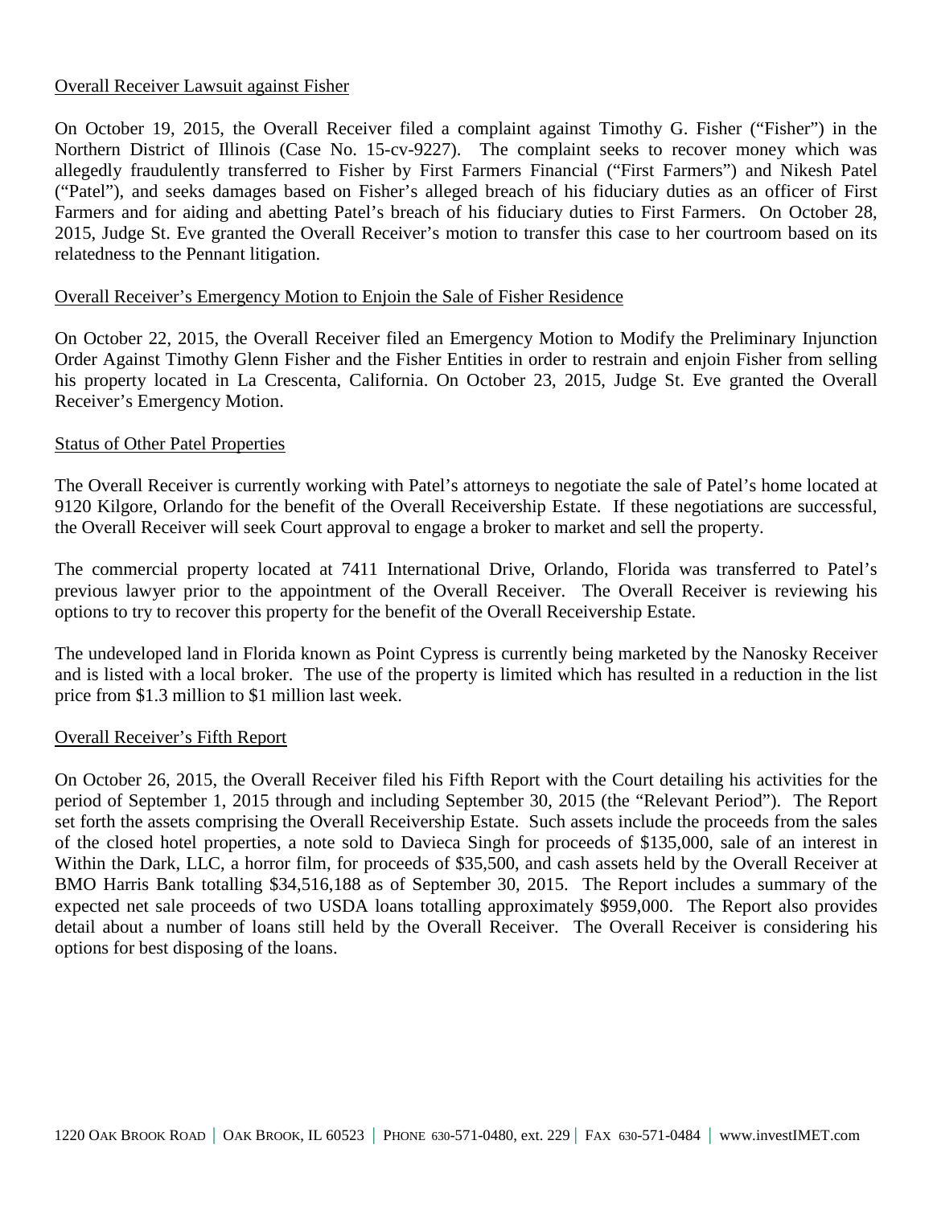## Overall Receiver Lawsuit against Fisher

On October 19, 2015, the Overall Receiver filed a complaint against Timothy G. Fisher ("Fisher") in the Northern District of Illinois (Case No. 15-cv-9227). The complaint seeks to recover money which was allegedly fraudulently transferred to Fisher by First Farmers Financial ("First Farmers") and Nikesh Patel ("Patel"), and seeks damages based on Fisher's alleged breach of his fiduciary duties as an officer of First Farmers and for aiding and abetting Patel's breach of his fiduciary duties to First Farmers. On October 28, 2015, Judge St. Eve granted the Overall Receiver's motion to transfer this case to her courtroom based on its relatedness to the Pennant litigation.

## Overall Receiver's Emergency Motion to Enjoin the Sale of Fisher Residence

On October 22, 2015, the Overall Receiver filed an Emergency Motion to Modify the Preliminary Injunction Order Against Timothy Glenn Fisher and the Fisher Entities in order to restrain and enjoin Fisher from selling his property located in La Crescenta, California. On October 23, 2015, Judge St. Eve granted the Overall Receiver's Emergency Motion.

## Status of Other Patel Properties

The Overall Receiver is currently working with Patel's attorneys to negotiate the sale of Patel's home located at 9120 Kilgore, Orlando for the benefit of the Overall Receivership Estate. If these negotiations are successful, the Overall Receiver will seek Court approval to engage a broker to market and sell the property.

The commercial property located at 7411 International Drive, Orlando, Florida was transferred to Patel's previous lawyer prior to the appointment of the Overall Receiver. The Overall Receiver is reviewing his options to try to recover this property for the benefit of the Overall Receivership Estate.

The undeveloped land in Florida known as Point Cypress is currently being marketed by the Nanosky Receiver and is listed with a local broker. The use of the property is limited which has resulted in a reduction in the list price from $1.3 million to $1 million last week.

## Overall Receiver's Fifth Report

On October 26, 2015, the Overall Receiver filed his Fifth Report with the Court detailing his activities for the period of September 1, 2015 through and including September 30, 2015 (the "Relevant Period"). The Report set forth the assets comprising the Overall Receivership Estate. Such assets include the proceeds from the sales of the closed hotel properties, a note sold to Davieca Singh for proceeds of $135,000, sale of an interest in Within the Dark, LLC, a horror film, for proceeds of $35,500, and cash assets held by the Overall Receiver at BMO Harris Bank totalling $34,516,188 as of September 30, 2015. The Report includes a summary of the expected net sale proceeds of two USDA loans totalling approximately $959,000. The Report also provides detail about a number of loans still held by the Overall Receiver. The Overall Receiver is considering his options for best disposing of the loans.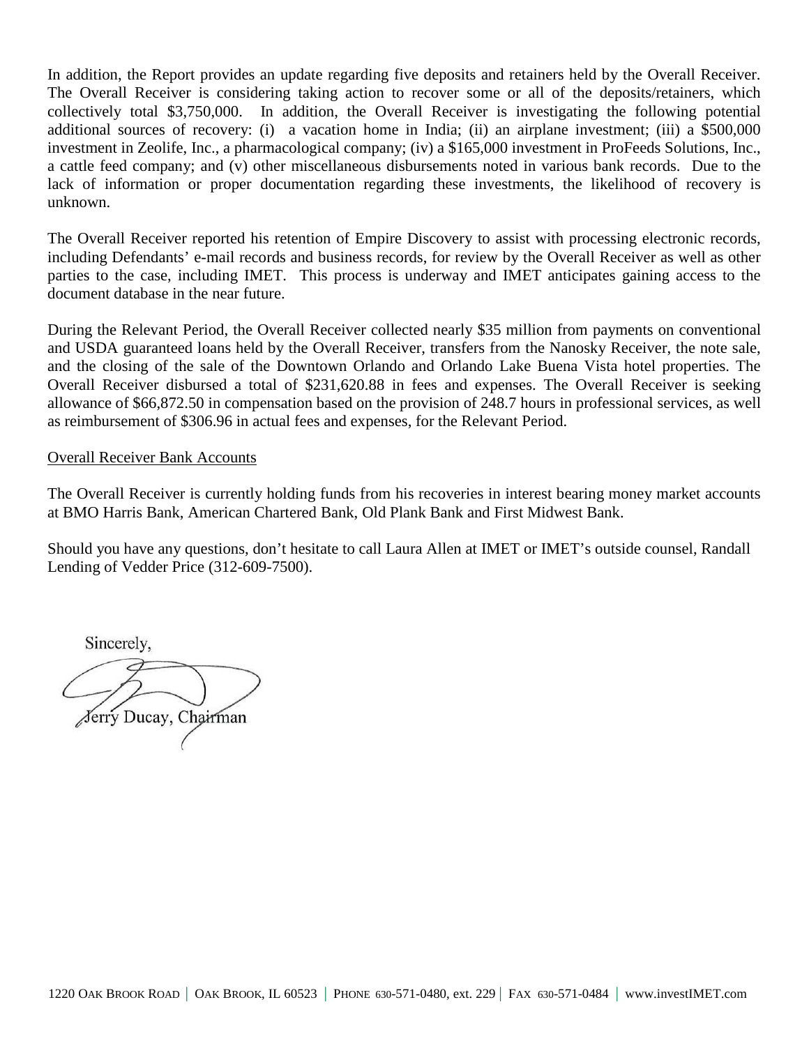In addition, the Report provides an update regarding five deposits and retainers held by the Overall Receiver. The Overall Receiver is considering taking action to recover some or all of the deposits/retainers, which collectively total $3,750,000. In addition, the Overall Receiver is investigating the following potential additional sources of recovery: (i) a vacation home in India; (ii) an airplane investment; (iii) a $500,000 investment in Zeolife, Inc., a pharmacological company; (iv) a $165,000 investment in ProFeeds Solutions, Inc., a cattle feed company; and (v) other miscellaneous disbursements noted in various bank records. Due to the lack of information or proper documentation regarding these investments, the likelihood of recovery is unknown.

The Overall Receiver reported his retention of Empire Discovery to assist with processing electronic records, including Defendants' e-mail records and business records, for review by the Overall Receiver as well as other parties to the case, including IMET. This process is underway and IMET anticipates gaining access to the document database in the near future.

During the Relevant Period, the Overall Receiver collected nearly $35 million from payments on conventional and USDA guaranteed loans held by the Overall Receiver, transfers from the Nanosky Receiver, the note sale, and the closing of the sale of the Downtown Orlando and Orlando Lake Buena Vista hotel properties. The Overall Receiver disbursed a total of $231,620.88 in fees and expenses. The Overall Receiver is seeking allowance of $66,872.50 in compensation based on the provision of 248.7 hours in professional services, as well as reimbursement of $306.96 in actual fees and expenses, for the Relevant Period.

Overall Receiver Bank Accounts

The Overall Receiver is currently holding funds from his recoveries in interest bearing money market accounts at BMO Harris Bank, American Chartered Bank, Old Plank Bank and First Midwest Bank.

Should you have any questions, don't hesitate to call Laura Allen at IMET or IMET's outside counsel, Randall Lending of Vedder Price (312-609-7500).

Sincerely,

Jerry Ducay, Chairman

1220 Oak Brook Road | Oak Brook, IL 60523 | Phone 630-571-0480, ext. 229 | Fax 630-571-0484 | www.investIMET.com